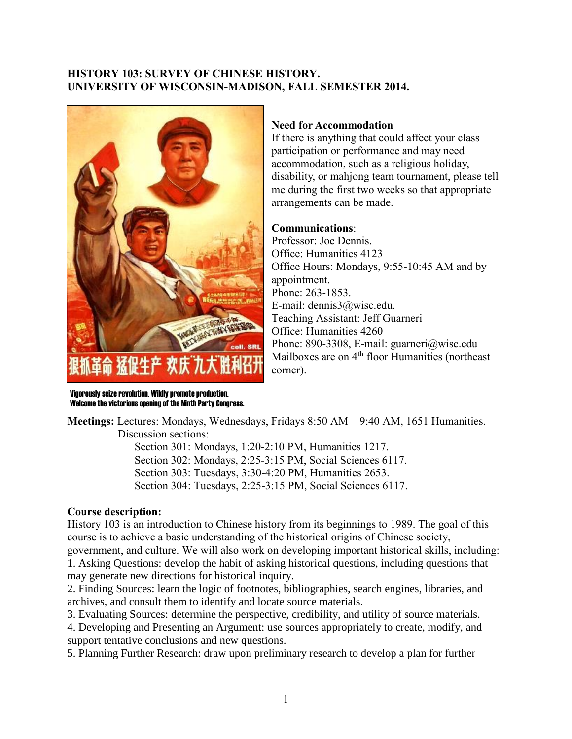**HISTORY 103: SURVEY OF CHINESE HISTORY.**
**UNIVERSITY OF WISCONSIN-MADISON, FALL SEMESTER 2014.**

Vigorously seize revolution. Wildly promote production.
Welcome the victorious opening of the Ninth Party Congress.

**Need for Accommodation**
If there is anything that could affect your class participation or performance and may need accommodation, such as a religious holiday, disability, or mahjong team tournament, please tell me during the first two weeks so that appropriate arrangements can be made.

**Communications**:
Professor: Joe Dennis.
Office: Humanities 4123
Office Hours: Mondays, 9:55-10:45 AM and by appointment.
Phone: 263-1853.
E-mail: dennis3@wisc.edu.
Teaching Assistant: Jeff Guarneri
Office: Humanities 4260
Phone: 890-3308, E-mail: guarneri@wisc.edu
Mailboxes are on 4th floor Humanities (northeast corner).

**Meetings:** Lectures: Mondays, Wednesdays, Fridays 8:50 AM – 9:40 AM, 1651 Humanities.
Discussion sections:
- Section 301: Mondays, 1:20-2:10 PM, Humanities 1217.
- Section 302: Mondays, 2:25-3:15 PM, Social Sciences 6117.
- Section 303: Tuesdays, 3:30-4:20 PM, Humanities 2653.
- Section 304: Tuesdays, 2:25-3:15 PM, Social Sciences 6117.

**Course description:**
History 103 is an introduction to Chinese history from its beginnings to 1989. The goal of this course is to achieve a basic understanding of the historical origins of Chinese society, government, and culture. We will also work on developing important historical skills, including:
1. Asking Questions: develop the habit of asking historical questions, including questions that may generate new directions for historical inquiry.
2. Finding Sources: learn the logic of footnotes, bibliographies, search engines, libraries, and archives, and consult them to identify and locate source materials.
3. Evaluating Sources: determine the perspective, credibility, and utility of source materials.
4. Developing and Presenting an Argument: use sources appropriately to create, modify, and support tentative conclusions and new questions.
5. Planning Further Research: draw upon preliminary research to develop a plan for further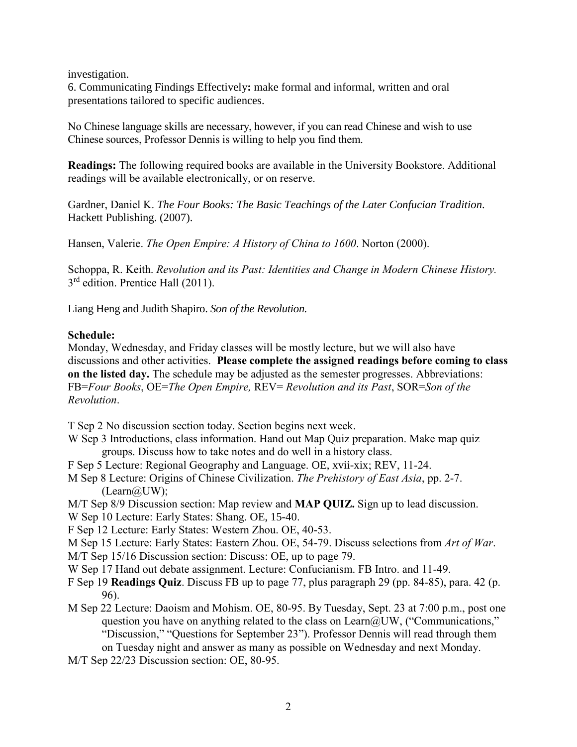investigation.
6. Communicating Findings Effectively**:** make formal and informal, written and oral presentations tailored to specific audiences.

No Chinese language skills are necessary, however, if you can read Chinese and wish to use Chinese sources, Professor Dennis is willing to help you find them.

**Readings:** The following required books are available in the University Bookstore. Additional readings will be available electronically, or on reserve.

Gardner, Daniel K. *The Four Books: The Basic Teachings of the Later Confucian Tradition*. Hackett Publishing. (2007).

Hansen, Valerie. *The Open Empire: A History of China to 1600*. Norton (2000).

Schoppa, R. Keith. *Revolution and its Past: Identities and Change in Modern Chinese History.* 3rd edition. Prentice Hall (2011).

Liang Heng and Judith Shapiro. *Son of the Revolution.*

**Schedule:**
Monday, Wednesday, and Friday classes will be mostly lecture, but we will also have discussions and other activities. **Please complete the assigned readings before coming to class on the listed day.** The schedule may be adjusted as the semester progresses. Abbreviations: FB=*Four Books*, OE=*The Open Empire,* REV= *Revolution and its Past*, SOR=*Son of the Revolution*.

T Sep 2 No discussion section today. Section begins next week.
W Sep 3 Introductions, class information. Hand out Map Quiz preparation. Make map quiz groups. Discuss how to take notes and do well in a history class.
F Sep 5 Lecture: Regional Geography and Language. OE, xvii-xix; REV, 11-24.
M Sep 8 Lecture: Origins of Chinese Civilization. *The Prehistory of East Asia*, pp. 2-7. (Learn@UW);
M/T Sep 8/9 Discussion section: Map review and **MAP QUIZ.** Sign up to lead discussion.
W Sep 10 Lecture: Early States: Shang. OE, 15-40.
F Sep 12 Lecture: Early States: Western Zhou. OE, 40-53.
M Sep 15 Lecture: Early States: Eastern Zhou. OE, 54-79. Discuss selections from *Art of War*.
M/T Sep 15/16 Discussion section: Discuss: OE, up to page 79.
W Sep 17 Hand out debate assignment. Lecture: Confucianism. FB Intro. and 11-49.
F Sep 19 **Readings Quiz**. Discuss FB up to page 77, plus paragraph 29 (pp. 84-85), para. 42 (p. 96).
M Sep 22 Lecture: Daoism and Mohism. OE, 80-95. By Tuesday, Sept. 23 at 7:00 p.m., post one question you have on anything related to the class on Learn@UW, ("Communications," "Discussion," "Questions for September 23"). Professor Dennis will read through them on Tuesday night and answer as many as possible on Wednesday and next Monday.
M/T Sep 22/23 Discussion section: OE, 80-95.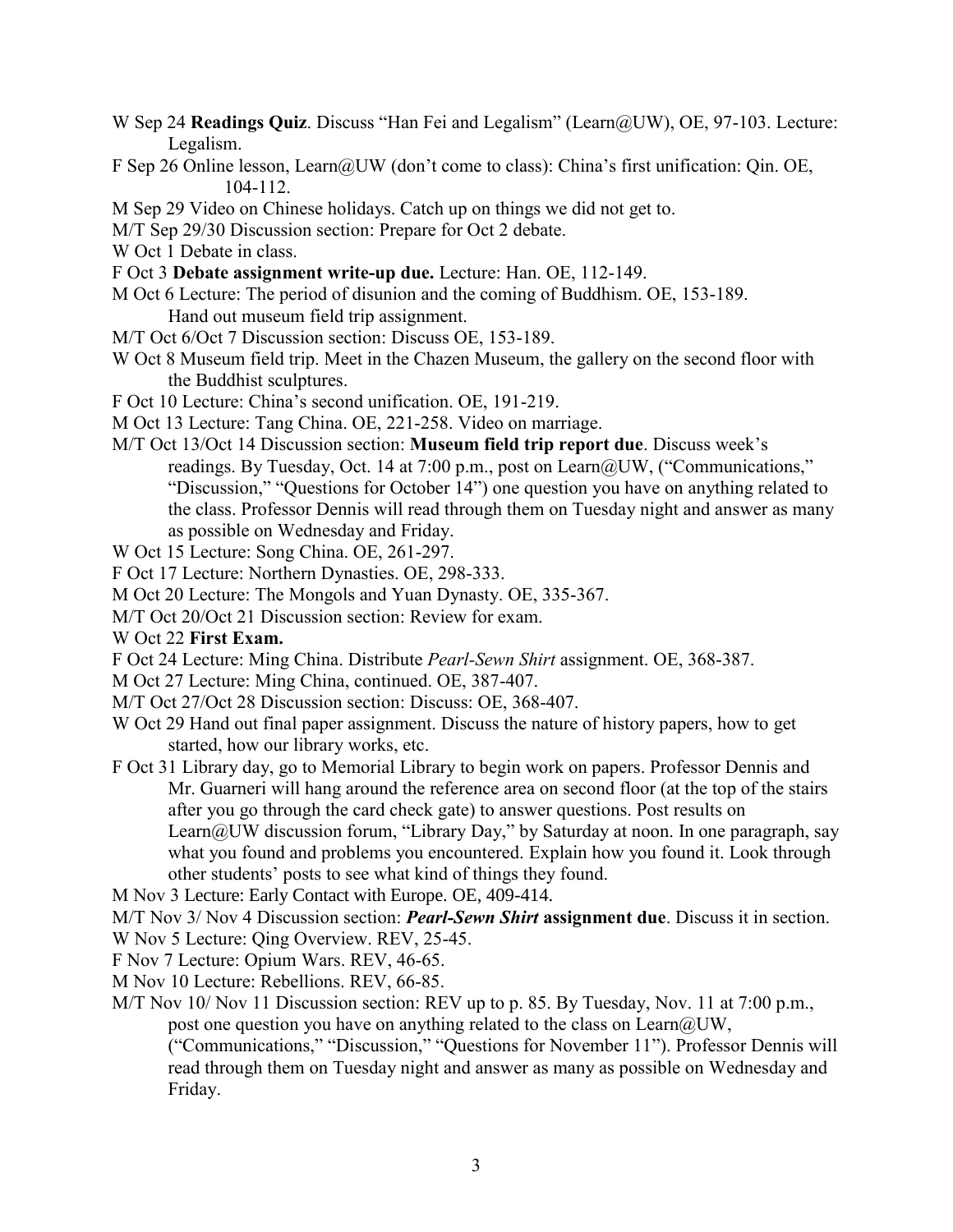W Sep 24 **Readings Quiz**. Discuss "Han Fei and Legalism" (Learn@UW), OE, 97-103. Lecture: Legalism.

F Sep 26 Online lesson, Learn@UW (don't come to class): China's first unification: Qin. OE, 104-112.

M Sep 29 Video on Chinese holidays. Catch up on things we did not get to.

M/T Sep 29/30 Discussion section: Prepare for Oct 2 debate.

W Oct 1 Debate in class.

F Oct 3 **Debate assignment write-up due.** Lecture: Han. OE, 112-149.

M Oct 6 Lecture: The period of disunion and the coming of Buddhism. OE, 153-189. Hand out museum field trip assignment.

M/T Oct 6/Oct 7 Discussion section: Discuss OE, 153-189.

W Oct 8 Museum field trip. Meet in the Chazen Museum, the gallery on the second floor with the Buddhist sculptures.

F Oct 10 Lecture: China's second unification. OE, 191-219.

M Oct 13 Lecture: Tang China. OE, 221-258. Video on marriage.

M/T Oct 13/Oct 14 Discussion section: **Museum field trip report due**. Discuss week's readings. By Tuesday, Oct. 14 at 7:00 p.m., post on Learn@UW, ("Communications," "Discussion," "Questions for October 14") one question you have on anything related to the class. Professor Dennis will read through them on Tuesday night and answer as many as possible on Wednesday and Friday.

W Oct 15 Lecture: Song China. OE, 261-297.

F Oct 17 Lecture: Northern Dynasties. OE, 298-333.

M Oct 20 Lecture: The Mongols and Yuan Dynasty. OE, 335-367.

M/T Oct 20/Oct 21 Discussion section: Review for exam.

W Oct 22 **First Exam.**

F Oct 24 Lecture: Ming China. Distribute *Pearl-Sewn Shirt* assignment. OE, 368-387.

M Oct 27 Lecture: Ming China, continued. OE, 387-407.

M/T Oct 27/Oct 28 Discussion section: Discuss: OE, 368-407.

W Oct 29 Hand out final paper assignment. Discuss the nature of history papers, how to get started, how our library works, etc.

F Oct 31 Library day, go to Memorial Library to begin work on papers. Professor Dennis and Mr. Guarneri will hang around the reference area on second floor (at the top of the stairs after you go through the card check gate) to answer questions. Post results on Learn@UW discussion forum, "Library Day," by Saturday at noon. In one paragraph, say what you found and problems you encountered. Explain how you found it. Look through other students' posts to see what kind of things they found.

M Nov 3 Lecture: Early Contact with Europe. OE, 409-414.

M/T Nov 3/ Nov 4 Discussion section: ***Pearl-Sewn Shirt* assignment due**. Discuss it in section.

W Nov 5 Lecture: Qing Overview. REV, 25-45.

F Nov 7 Lecture: Opium Wars. REV, 46-65.

M Nov 10 Lecture: Rebellions. REV, 66-85.

M/T Nov 10/ Nov 11 Discussion section: REV up to p. 85. By Tuesday, Nov. 11 at 7:00 p.m., post one question you have on anything related to the class on Learn@UW, ("Communications," "Discussion," "Questions for November 11"). Professor Dennis will read through them on Tuesday night and answer as many as possible on Wednesday and Friday.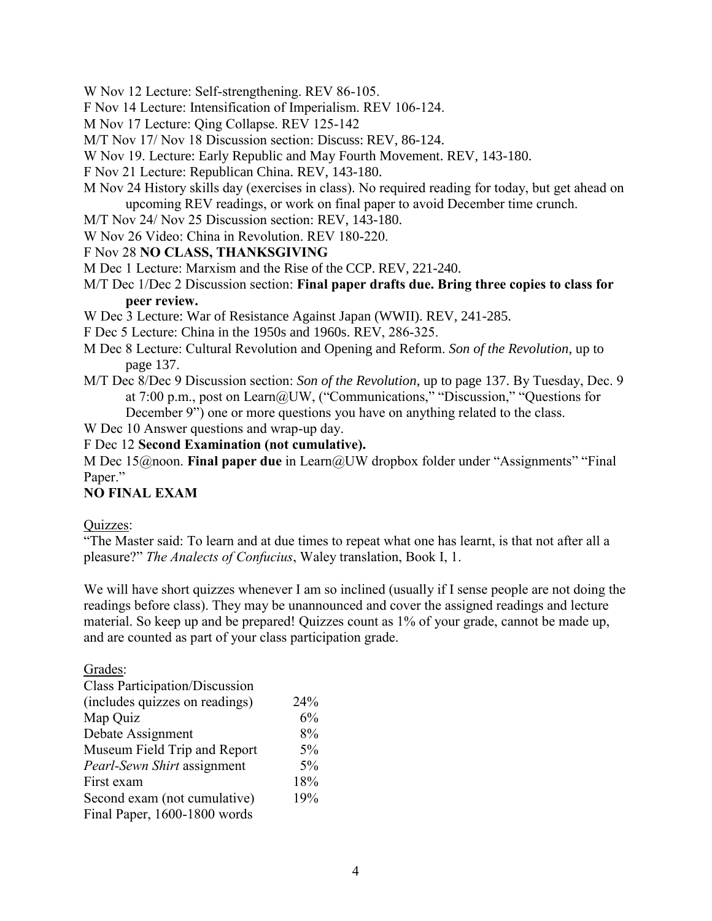W Nov 12 Lecture: Self-strengthening. REV 86-105.

F Nov 14 Lecture: Intensification of Imperialism. REV 106-124.

M Nov 17 Lecture: Qing Collapse. REV 125-142

M/T Nov 17/ Nov 18 Discussion section: Discuss: REV, 86-124.

W Nov 19. Lecture: Early Republic and May Fourth Movement. REV, 143-180.

F Nov 21 Lecture: Republican China. REV, 143-180.

M Nov 24 History skills day (exercises in class). No required reading for today, but get ahead on upcoming REV readings, or work on final paper to avoid December time crunch.

M/T Nov 24/ Nov 25 Discussion section: REV, 143-180.

W Nov 26 Video: China in Revolution. REV 180-220.

F Nov 28 **NO CLASS, THANKSGIVING**

M Dec 1 Lecture: Marxism and the Rise of the CCP. REV, 221-240.

M/T Dec 1/Dec 2 Discussion section: **Final paper drafts due. Bring three copies to class for peer review.**

W Dec 3 Lecture: War of Resistance Against Japan (WWII). REV, 241-285.

F Dec 5 Lecture: China in the 1950s and 1960s. REV, 286-325.

M Dec 8 Lecture: Cultural Revolution and Opening and Reform. *Son of the Revolution*, up to page 137.

M/T Dec 8/Dec 9 Discussion section: *Son of the Revolution*, up to page 137. By Tuesday, Dec. 9 at 7:00 p.m., post on Learn@UW, ("Communications," "Discussion," "Questions for December 9") one or more questions you have on anything related to the class.

W Dec 10 Answer questions and wrap-up day.

F Dec 12 **Second Examination (not cumulative).**

M Dec 15@noon. **Final paper due** in Learn@UW dropbox folder under "Assignments" "Final Paper."

**NO FINAL EXAM**

Quizzes:

"The Master said: To learn and at due times to repeat what one has learnt, is that not after all a pleasure?" *The Analects of Confucius*, Waley translation, Book I, 1.

We will have short quizzes whenever I am so inclined (usually if I sense people are not doing the readings before class). They may be unannounced and cover the assigned readings and lecture material. So keep up and be prepared! Quizzes count as 1% of your grade, cannot be made up, and are counted as part of your class participation grade.

Grades:

| | |
|---|---|
| Class Participation/Discussion (includes quizzes on readings) | 24% |
| Map Quiz | 6% |
| Debate Assignment | 8% |
| Museum Field Trip and Report | 5% |
| *Pearl-Sewn Shirt* assignment | 5% |
| First exam | 18% |
| Second exam (not cumulative) | 19% |
| Final Paper, 1600-1800 words | |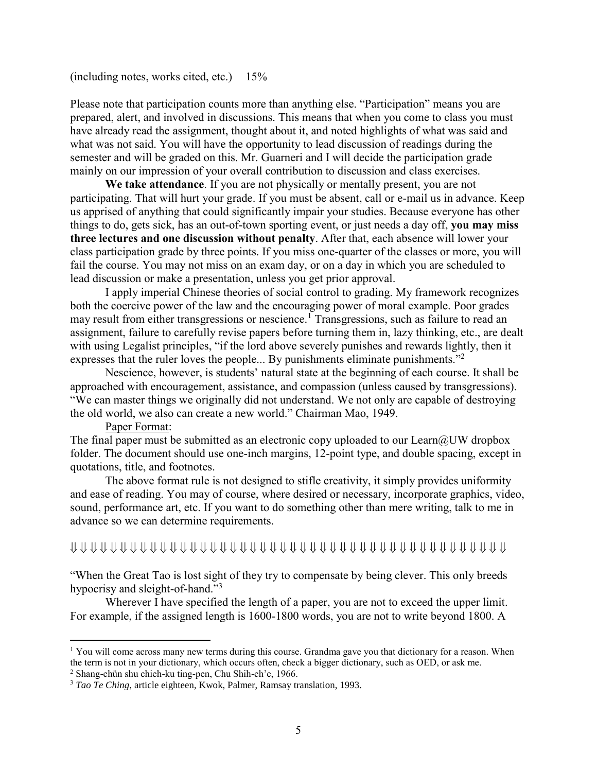(including notes, works cited, etc.)  15%

Please note that participation counts more than anything else. "Participation" means you are prepared, alert, and involved in discussions. This means that when you come to class you must have already read the assignment, thought about it, and noted highlights of what was said and what was not said. You will have the opportunity to lead discussion of readings during the semester and will be graded on this. Mr. Guarneri and I will decide the participation grade mainly on our impression of your overall contribution to discussion and class exercises.

**We take attendance**. If you are not physically or mentally present, you are not participating. That will hurt your grade. If you must be absent, call or e-mail us in advance. Keep us apprised of anything that could significantly impair your studies. Because everyone has other things to do, gets sick, has an out-of-town sporting event, or just needs a day off, **you may miss three lectures and one discussion without penalty**. After that, each absence will lower your class participation grade by three points. If you miss one-quarter of the classes or more, you will fail the course. You may not miss on an exam day, or on a day in which you are scheduled to lead discussion or make a presentation, unless you get prior approval.

I apply imperial Chinese theories of social control to grading. My framework recognizes both the coercive power of the law and the encouraging power of moral example. Poor grades may result from either transgressions or nescience.[1] Transgressions, such as failure to read an assignment, failure to carefully revise papers before turning them in, lazy thinking, etc., are dealt with using Legalist principles, "if the lord above severely punishes and rewards lightly, then it expresses that the ruler loves the people... By punishments eliminate punishments."[2]

Nescience, however, is students' natural state at the beginning of each course. It shall be approached with encouragement, assistance, and compassion (unless caused by transgressions). "We can master things we originally did not understand. We not only are capable of destroying the old world, we also can create a new world." Chairman Mao, 1949.

Paper Format:

The final paper must be submitted as an electronic copy uploaded to our Learn@UW dropbox folder. The document should use one-inch margins, 12-point type, and double spacing, except in quotations, title, and footnotes.

The above format rule is not designed to stifle creativity, it simply provides uniformity and ease of reading. You may of course, where desired or necessary, incorporate graphics, video, sound, performance art, etc. If you want to do something other than mere writing, talk to me in advance so we can determine requirements.

⇓ ⇓ ⇓ ⇓ ⇓ ⇓ ⇓ ⇓ ⇓ ⇓ ⇓ ⇓ ⇓ ⇓ ⇓ ⇓ ⇓ ⇓ ⇓ ⇓ ⇓ ⇓ ⇓ ⇓ ⇓ ⇓ ⇓ ⇓ ⇓ ⇓ ⇓ ⇓ ⇓ ⇓ ⇓ ⇓ ⇓ ⇓ ⇓ ⇓ ⇓ ⇓ ⇓ ⇓ ⇓ ⇓ ⇓ ⇓

"When the Great Tao is lost sight of they try to compensate by being clever. This only breeds hypocrisy and sleight-of-hand."[3]

Wherever I have specified the length of a paper, you are not to exceed the upper limit. For example, if the assigned length is 1600-1800 words, you are not to write beyond 1800. A

---

[1] You will come across many new terms during this course. Grandma gave you that dictionary for a reason. When the term is not in your dictionary, which occurs often, check a bigger dictionary, such as OED, or ask me.

[2] Shang-chün shu chieh-ku ting-pen, Chu Shih-ch'e, 1966.

[3] *Tao Te Ching,* article eighteen, Kwok, Palmer, Ramsay translation, 1993.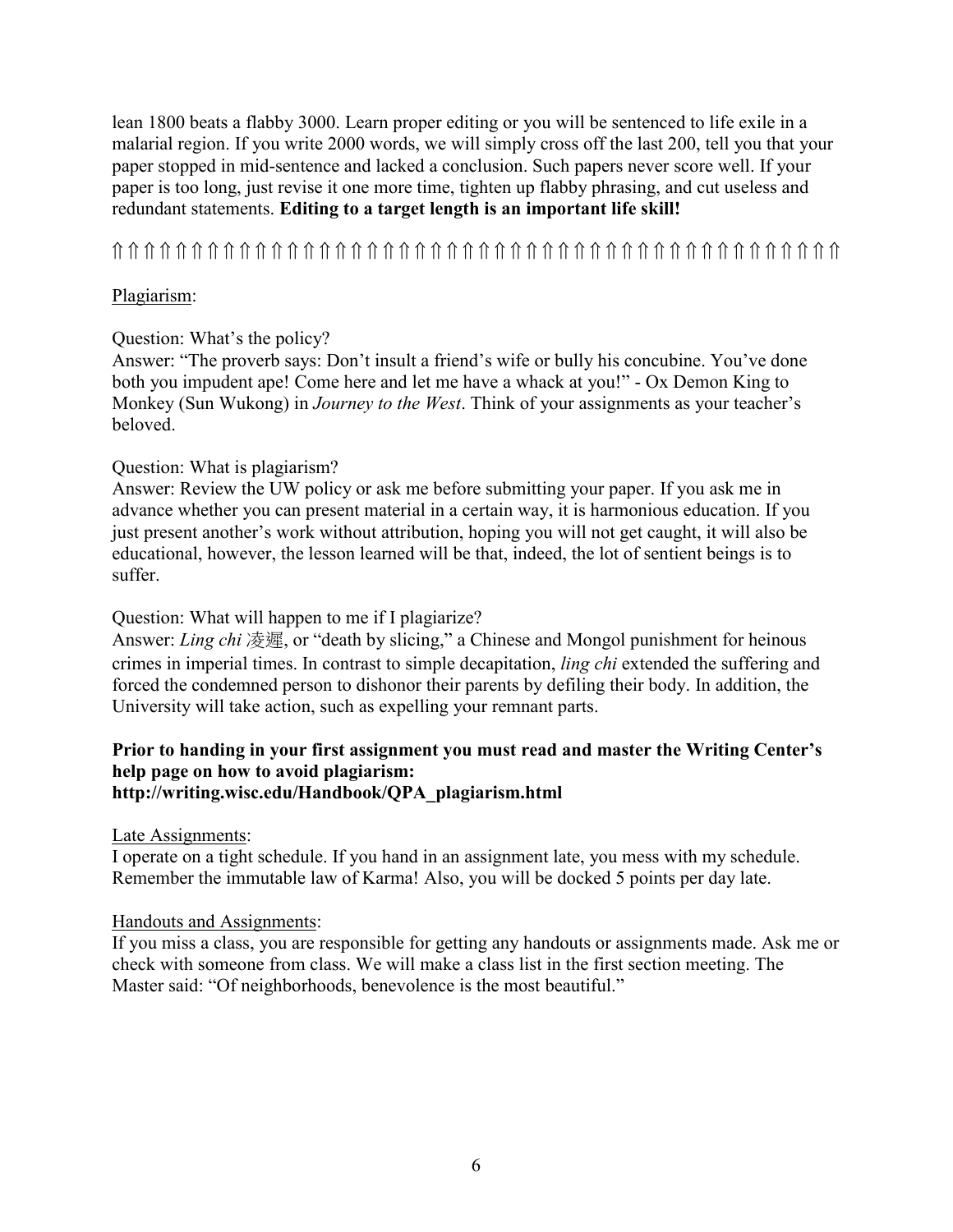lean 1800 beats a flabby 3000. Learn proper editing or you will be sentenced to life exile in a malarial region. If you write 2000 words, we will simply cross off the last 200, tell you that your paper stopped in mid-sentence and lacked a conclusion. Such papers never score well. If your paper is too long, just revise it one more time, tighten up flabby phrasing, and cut useless and redundant statements. **Editing to a target length is an important life skill!**

⫛⫛⫛⫛⫛⫛⫛⫛⫛⫛⫛⫛⫛⫛⫛⫛⫛⫛⫛⫛⫛⫛⫛⫛⫛⫛⫛⫛⫛⫛⫛⫛⫛⫛⫛⫛⫛⫛⫛⫛⫛⫛⫛⫛⫛⫛⫛⫛⫛⫛⫛⫛⫛⫛⫛

Plagiarism:

Question: What's the policy?
Answer: "The proverb says: Don't insult a friend's wife or bully his concubine. You've done both you impudent ape! Come here and let me have a whack at you!" - Ox Demon King to Monkey (Sun Wukong) in *Journey to the West*. Think of your assignments as your teacher's beloved.

Question: What is plagiarism?
Answer: Review the UW policy or ask me before submitting your paper. If you ask me in advance whether you can present material in a certain way, it is harmonious education. If you just present another's work without attribution, hoping you will not get caught, it will also be educational, however, the lesson learned will be that, indeed, the lot of sentient beings is to suffer.

Question: What will happen to me if I plagiarize?
Answer: *Ling chi* 凌遲, or "death by slicing," a Chinese and Mongol punishment for heinous crimes in imperial times. In contrast to simple decapitation, *ling chi* extended the suffering and forced the condemned person to dishonor their parents by defiling their body. In addition, the University will take action, such as expelling your remnant parts.

**Prior to handing in your first assignment you must read and master the Writing Center's help page on how to avoid plagiarism: http://writing.wisc.edu/Handbook/QPA_plagiarism.html**

Late Assignments:
I operate on a tight schedule. If you hand in an assignment late, you mess with my schedule. Remember the immutable law of Karma! Also, you will be docked 5 points per day late.

Handouts and Assignments:
If you miss a class, you are responsible for getting any handouts or assignments made. Ask me or check with someone from class. We will make a class list in the first section meeting. The Master said: "Of neighborhoods, benevolence is the most beautiful."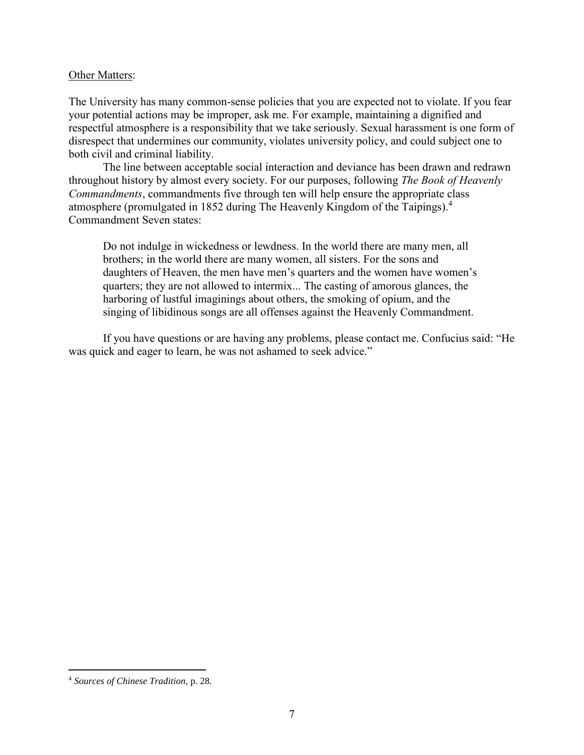Other Matters:

The University has many common-sense policies that you are expected not to violate. If you fear your potential actions may be improper, ask me. For example, maintaining a dignified and respectful atmosphere is a responsibility that we take seriously. Sexual harassment is one form of disrespect that undermines our community, violates university policy, and could subject one to both civil and criminal liability.

The line between acceptable social interaction and deviance has been drawn and redrawn throughout history by almost every society. For our purposes, following *The Book of Heavenly Commandments*, commandments five through ten will help ensure the appropriate class atmosphere (promulgated in 1852 during The Heavenly Kingdom of the Taipings).[4] Commandment Seven states:

> Do not indulge in wickedness or lewdness. In the world there are many men, all brothers; in the world there are many women, all sisters. For the sons and daughters of Heaven, the men have men's quarters and the women have women's quarters; they are not allowed to intermix... The casting of amorous glances, the harboring of lustful imaginings about others, the smoking of opium, and the singing of libidinous songs are all offenses against the Heavenly Commandment.

If you have questions or are having any problems, please contact me. Confucius said: "He was quick and eager to learn, he was not ashamed to seek advice."

---

[4] *Sources of Chinese Tradition,* p. 28.